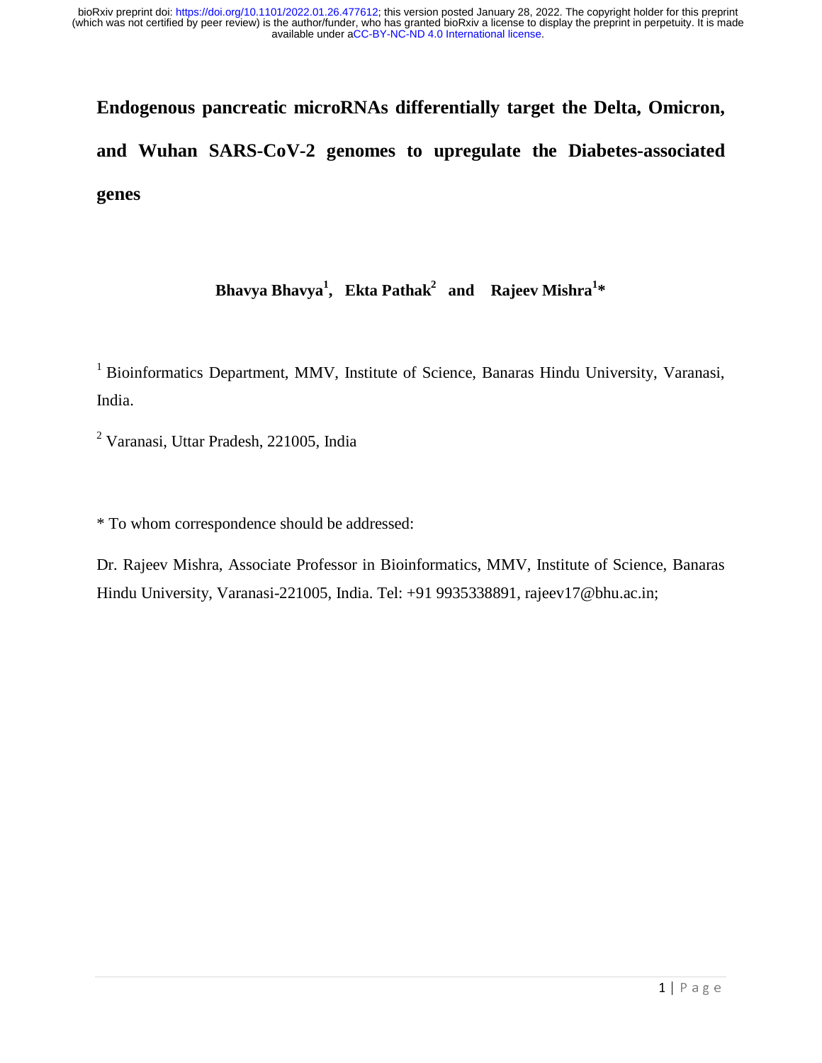# Endogenous pancreatic microRNAs differentially target the Delta, Omicron, and Wuhan SARS-CoV-2 genomes to upregulate the Diabetes-associated genes

**Bhavya Bhavya[1], Ekta Pathak[2] and Rajeev Mishra[1]***

[1] Bioinformatics Department, MMV, Institute of Science, Banaras Hindu University, Varanasi, India.

[2] Varanasi, Uttar Pradesh, 221005, India

* To whom correspondence should be addressed:

Dr. Rajeev Mishra, Associate Professor in Bioinformatics, MMV, Institute of Science, Banaras Hindu University, Varanasi-221005, India. Tel: +91 9935338891, rajeev17@bhu.ac.in;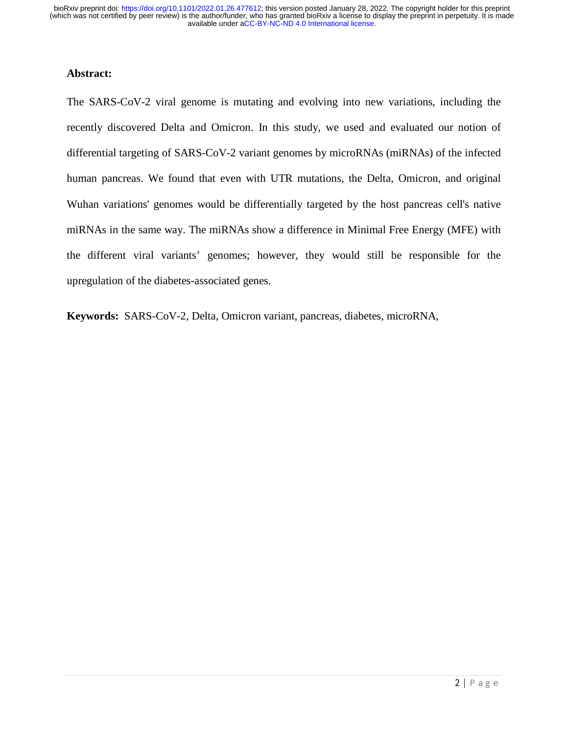**Abstract:**

The SARS-CoV-2 viral genome is mutating and evolving into new variations, including the recently discovered Delta and Omicron. In this study, we used and evaluated our notion of differential targeting of SARS-CoV-2 variant genomes by microRNAs (miRNAs) of the infected human pancreas. We found that even with UTR mutations, the Delta, Omicron, and original Wuhan variations' genomes would be differentially targeted by the host pancreas cell's native miRNAs in the same way. The miRNAs show a difference in Minimal Free Energy (MFE) with the different viral variants' genomes; however, they would still be responsible for the upregulation of the diabetes-associated genes.

**Keywords:** SARS-CoV-2, Delta, Omicron variant, pancreas, diabetes, microRNA,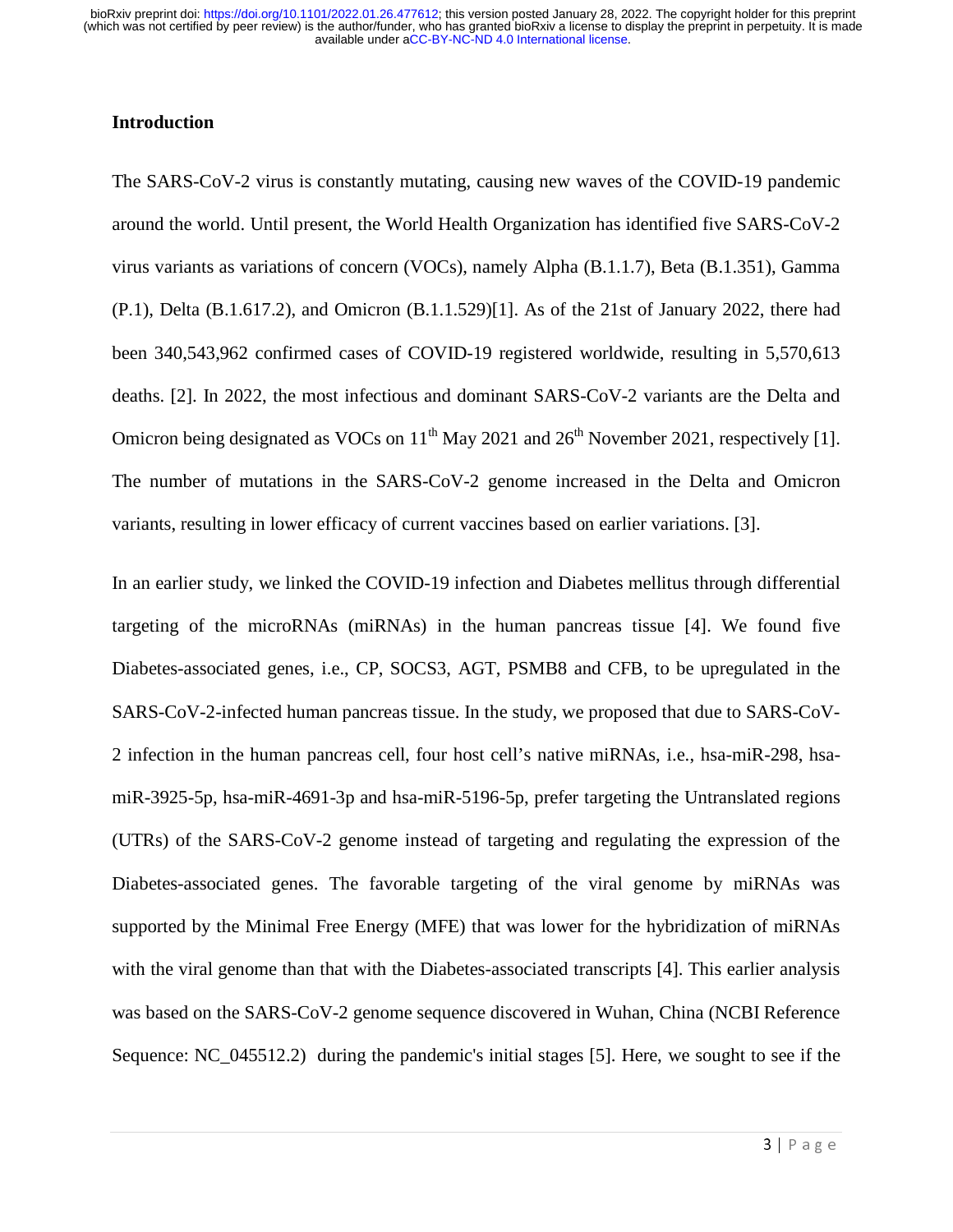## Introduction

The SARS-CoV-2 virus is constantly mutating, causing new waves of the COVID-19 pandemic around the world. Until present, the World Health Organization has identified five SARS-CoV-2 virus variants as variations of concern (VOCs), namely Alpha (B.1.1.7), Beta (B.1.351), Gamma (P.1), Delta (B.1.617.2), and Omicron (B.1.1.529)[1]. As of the 21st of January 2022, there had been 340,543,962 confirmed cases of COVID-19 registered worldwide, resulting in 5,570,613 deaths. [2]. In 2022, the most infectious and dominant SARS-CoV-2 variants are the Delta and Omicron being designated as VOCs on 11th May 2021 and 26th November 2021, respectively [1]. The number of mutations in the SARS-CoV-2 genome increased in the Delta and Omicron variants, resulting in lower efficacy of current vaccines based on earlier variations. [3].

In an earlier study, we linked the COVID-19 infection and Diabetes mellitus through differential targeting of the microRNAs (miRNAs) in the human pancreas tissue [4]. We found five Diabetes-associated genes, i.e., CP, SOCS3, AGT, PSMB8 and CFB, to be upregulated in the SARS-CoV-2-infected human pancreas tissue. In the study, we proposed that due to SARS-CoV-2 infection in the human pancreas cell, four host cell's native miRNAs, i.e., hsa-miR-298, hsa-miR-3925-5p, hsa-miR-4691-3p and hsa-miR-5196-5p, prefer targeting the Untranslated regions (UTRs) of the SARS-CoV-2 genome instead of targeting and regulating the expression of the Diabetes-associated genes. The favorable targeting of the viral genome by miRNAs was supported by the Minimal Free Energy (MFE) that was lower for the hybridization of miRNAs with the viral genome than that with the Diabetes-associated transcripts [4]. This earlier analysis was based on the SARS-CoV-2 genome sequence discovered in Wuhan, China (NCBI Reference Sequence: NC_045512.2) during the pandemic's initial stages [5]. Here, we sought to see if the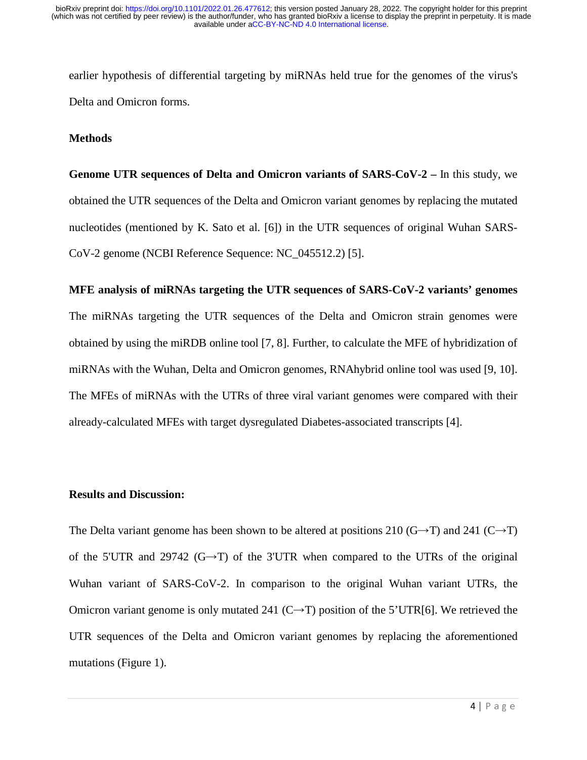earlier hypothesis of differential targeting by miRNAs held true for the genomes of the virus's Delta and Omicron forms.

## Methods

**Genome UTR sequences of Delta and Omicron variants of SARS-CoV-2 –** In this study, we obtained the UTR sequences of the Delta and Omicron variant genomes by replacing the mutated nucleotides (mentioned by K. Sato et al. [6]) in the UTR sequences of original Wuhan SARS-CoV-2 genome (NCBI Reference Sequence: NC_045512.2) [5].

**MFE analysis of miRNAs targeting the UTR sequences of SARS-CoV-2 variants' genomes** The miRNAs targeting the UTR sequences of the Delta and Omicron strain genomes were obtained by using the miRDB online tool [7, 8]. Further, to calculate the MFE of hybridization of miRNAs with the Wuhan, Delta and Omicron genomes, RNAhybrid online tool was used [9, 10]. The MFEs of miRNAs with the UTRs of three viral variant genomes were compared with their already-calculated MFEs with target dysregulated Diabetes-associated transcripts [4].

## Results and Discussion:

The Delta variant genome has been shown to be altered at positions 210 (G→T) and 241 (C→T) of the 5'UTR and 29742 (G→T) of the 3'UTR when compared to the UTRs of the original Wuhan variant of SARS-CoV-2. In comparison to the original Wuhan variant UTRs, the Omicron variant genome is only mutated 241 (C→T) position of the 5'UTR[6]. We retrieved the UTR sequences of the Delta and Omicron variant genomes by replacing the aforementioned mutations (Figure 1).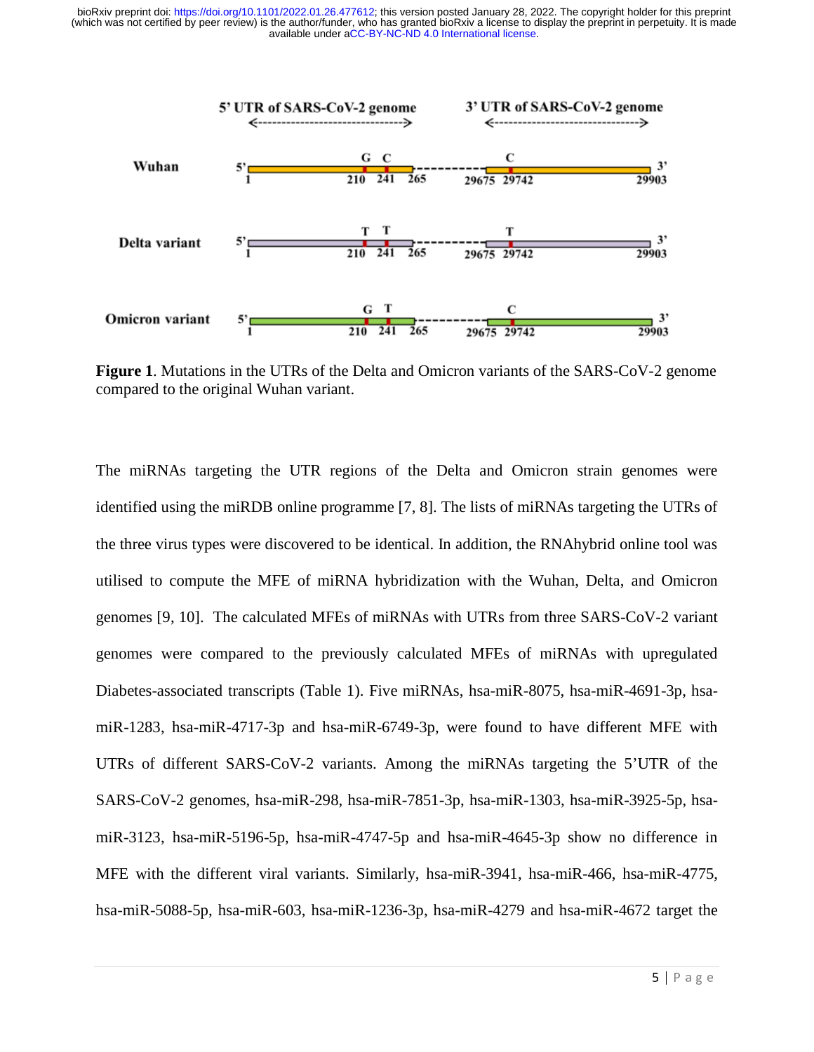**Figure 1**. Mutations in the UTRs of the Delta and Omicron variants of the SARS-CoV-2 genome compared to the original Wuhan variant.

The miRNAs targeting the UTR regions of the Delta and Omicron strain genomes were identified using the miRDB online programme [7, 8]. The lists of miRNAs targeting the UTRs of the three virus types were discovered to be identical. In addition, the RNAhybrid online tool was utilised to compute the MFE of miRNA hybridization with the Wuhan, Delta, and Omicron genomes [9, 10]. The calculated MFEs of miRNAs with UTRs from three SARS-CoV-2 variant genomes were compared to the previously calculated MFEs of miRNAs with upregulated Diabetes-associated transcripts (Table 1). Five miRNAs, hsa-miR-8075, hsa-miR-4691-3p, hsa-miR-1283, hsa-miR-4717-3p and hsa-miR-6749-3p, were found to have different MFE with UTRs of different SARS-CoV-2 variants. Among the miRNAs targeting the 5'UTR of the SARS-CoV-2 genomes, hsa-miR-298, hsa-miR-7851-3p, hsa-miR-1303, hsa-miR-3925-5p, hsa-miR-3123, hsa-miR-5196-5p, hsa-miR-4747-5p and hsa-miR-4645-3p show no difference in MFE with the different viral variants. Similarly, hsa-miR-3941, hsa-miR-466, hsa-miR-4775, hsa-miR-5088-5p, hsa-miR-603, hsa-miR-1236-3p, hsa-miR-4279 and hsa-miR-4672 target the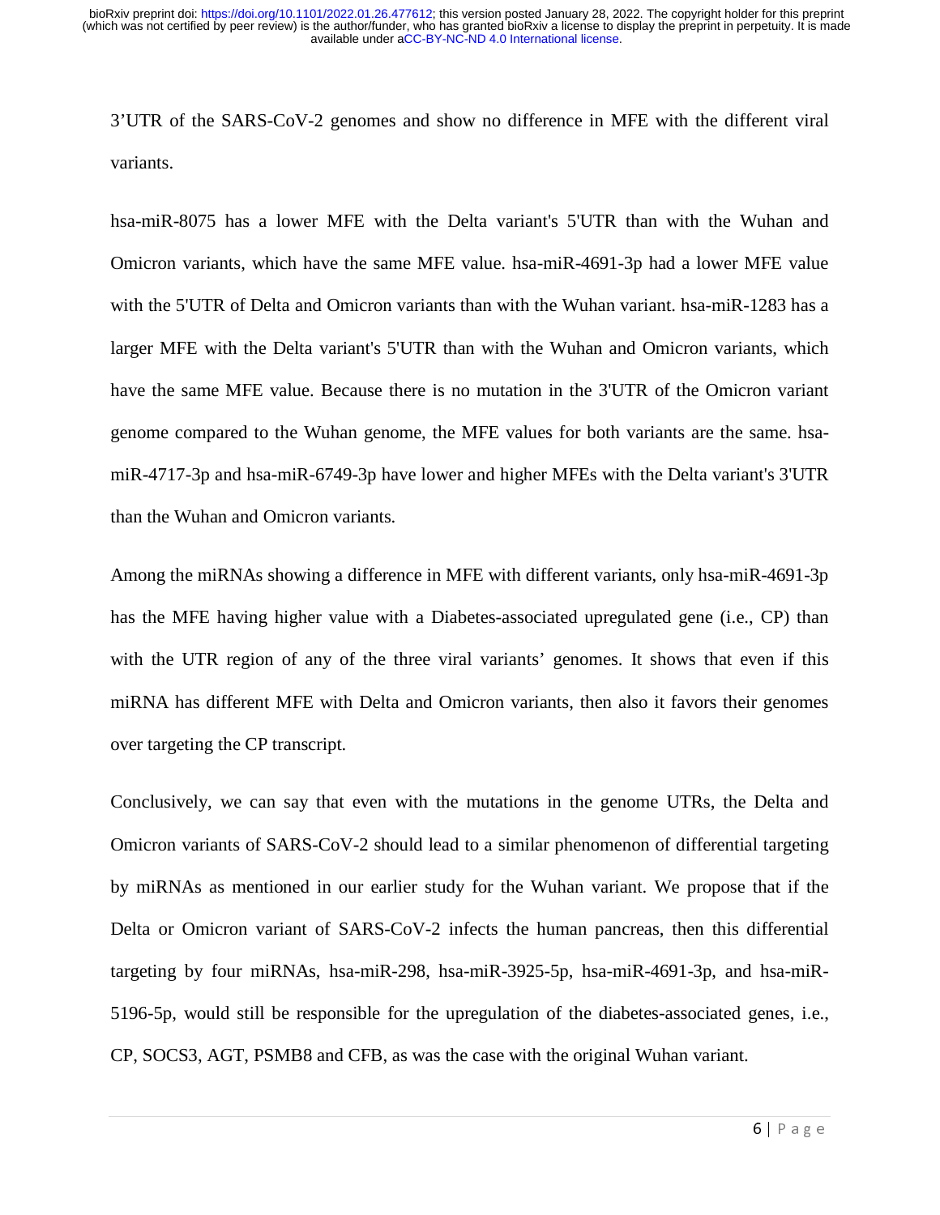3'UTR of the SARS-CoV-2 genomes and show no difference in MFE with the different viral variants.

hsa-miR-8075 has a lower MFE with the Delta variant's 5'UTR than with the Wuhan and Omicron variants, which have the same MFE value. hsa-miR-4691-3p had a lower MFE value with the 5'UTR of Delta and Omicron variants than with the Wuhan variant. hsa-miR-1283 has a larger MFE with the Delta variant's 5'UTR than with the Wuhan and Omicron variants, which have the same MFE value. Because there is no mutation in the 3'UTR of the Omicron variant genome compared to the Wuhan genome, the MFE values for both variants are the same. hsa-miR-4717-3p and hsa-miR-6749-3p have lower and higher MFEs with the Delta variant's 3'UTR than the Wuhan and Omicron variants.

Among the miRNAs showing a difference in MFE with different variants, only hsa-miR-4691-3p has the MFE having higher value with a Diabetes-associated upregulated gene (i.e., CP) than with the UTR region of any of the three viral variants' genomes. It shows that even if this miRNA has different MFE with Delta and Omicron variants, then also it favors their genomes over targeting the CP transcript.

Conclusively, we can say that even with the mutations in the genome UTRs, the Delta and Omicron variants of SARS-CoV-2 should lead to a similar phenomenon of differential targeting by miRNAs as mentioned in our earlier study for the Wuhan variant. We propose that if the Delta or Omicron variant of SARS-CoV-2 infects the human pancreas, then this differential targeting by four miRNAs, hsa-miR-298, hsa-miR-3925-5p, hsa-miR-4691-3p, and hsa-miR-5196-5p, would still be responsible for the upregulation of the diabetes-associated genes, i.e., CP, SOCS3, AGT, PSMB8 and CFB, as was the case with the original Wuhan variant.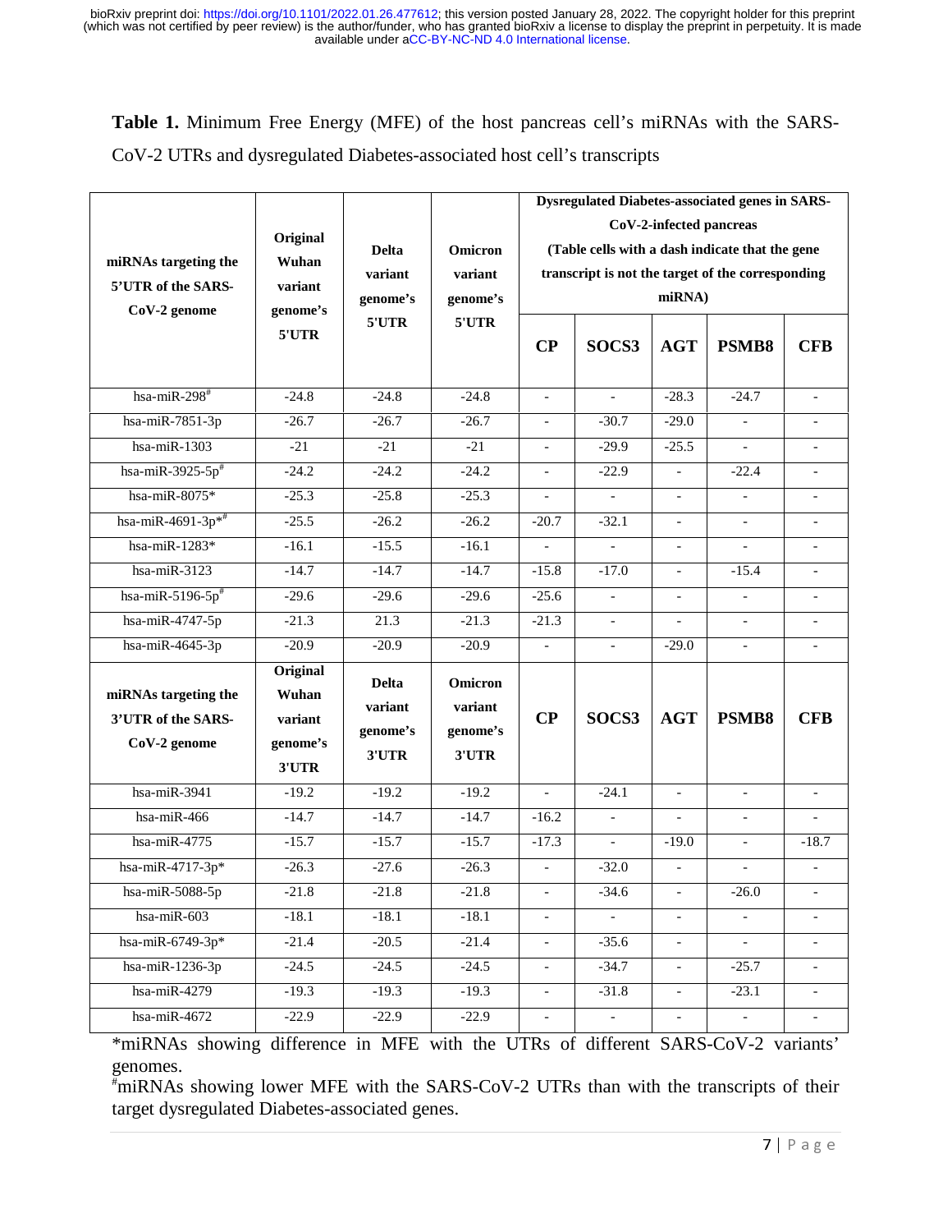**Table 1.** Minimum Free Energy (MFE) of the host pancreas cell's miRNAs with the SARS-CoV-2 UTRs and dysregulated Diabetes-associated host cell's transcripts

| miRNAs targeting the 5'UTR of the SARS-CoV-2 genome | Original Wuhan variant genome's 5'UTR | Delta variant genome's 5'UTR | Omicron variant genome's 5'UTR | Dysregulated Diabetes-associated genes in SARS-CoV-2-infected pancreas (Table cells with a dash indicate that the gene transcript is not the target of the corresponding miRNA) | | | | |
|---|---|---|---|---|---|---|---|---|
| | | | | **CP** | **SOCS3** | **AGT** | **PSMB8** | **CFB** |
| hsa-miR-298# | -24.8 | -24.8 | -24.8 | - | - | -28.3 | -24.7 | - |
| hsa-miR-7851-3p | -26.7 | -26.7 | -26.7 | - | -30.7 | -29.0 | - | - |
| hsa-miR-1303 | -21 | -21 | -21 | - | -29.9 | -25.5 | - | - |
| hsa-miR-3925-5p# | -24.2 | -24.2 | -24.2 | - | -22.9 | - | -22.4 | - |
| hsa-miR-8075* | -25.3 | -25.8 | -25.3 | - | - | - | - | - |
| hsa-miR-4691-3p*# | -25.5 | -26.2 | -26.2 | -20.7 | -32.1 | - | - | - |
| hsa-miR-1283* | -16.1 | -15.5 | -16.1 | - | - | - | - | - |
| hsa-miR-3123 | -14.7 | -14.7 | -14.7 | -15.8 | -17.0 | - | -15.4 | - |
| hsa-miR-5196-5p# | -29.6 | -29.6 | -29.6 | -25.6 | - | - | - | - |
| hsa-miR-4747-5p | -21.3 | 21.3 | -21.3 | -21.3 | - | - | - | - |
| hsa-miR-4645-3p | -20.9 | -20.9 | -20.9 | - | - | -29.0 | - | - |
| **miRNAs targeting the 3'UTR of the SARS-CoV-2 genome** | **Original Wuhan variant genome's 3'UTR** | **Delta variant genome's 3'UTR** | **Omicron variant genome's 3'UTR** | **CP** | **SOCS3** | **AGT** | **PSMB8** | **CFB** |
| hsa-miR-3941 | -19.2 | -19.2 | -19.2 | - | -24.1 | - | - | - |
| hsa-miR-466 | -14.7 | -14.7 | -14.7 | -16.2 | - | - | - | - |
| hsa-miR-4775 | -15.7 | -15.7 | -15.7 | -17.3 | - | -19.0 | - | -18.7 |
| hsa-miR-4717-3p* | -26.3 | -27.6 | -26.3 | - | -32.0 | - | - | - |
| hsa-miR-5088-5p | -21.8 | -21.8 | -21.8 | - | -34.6 | - | -26.0 | - |
| hsa-miR-603 | -18.1 | -18.1 | -18.1 | - | - | - | - | - |
| hsa-miR-6749-3p* | -21.4 | -20.5 | -21.4 | - | -35.6 | - | - | - |
| hsa-miR-1236-3p | -24.5 | -24.5 | -24.5 | - | -34.7 | - | -25.7 | - |
| hsa-miR-4279 | -19.3 | -19.3 | -19.3 | - | -31.8 | - | -23.1 | - |
| hsa-miR-4672 | -22.9 | -22.9 | -22.9 | - | - | - | - | - |

*miRNAs showing difference in MFE with the UTRs of different SARS-CoV-2 variants' genomes.

#miRNAs showing lower MFE with the SARS-CoV-2 UTRs than with the transcripts of their target dysregulated Diabetes-associated genes.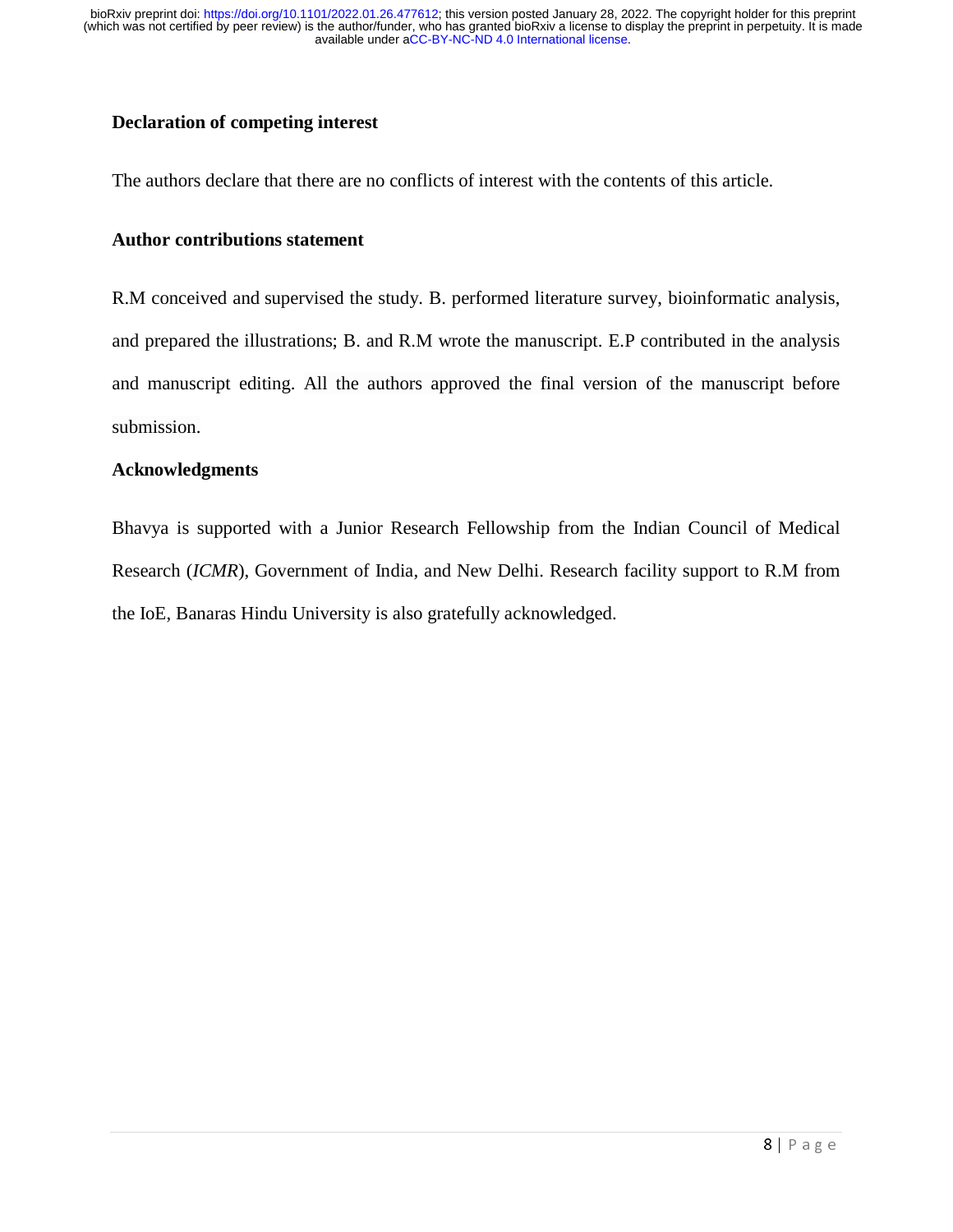## Declaration of competing interest

The authors declare that there are no conflicts of interest with the contents of this article.

## Author contributions statement

R.M conceived and supervised the study. B. performed literature survey, bioinformatic analysis, and prepared the illustrations; B. and R.M wrote the manuscript. E.P contributed in the analysis and manuscript editing. All the authors approved the final version of the manuscript before submission.

## Acknowledgments

Bhavya is supported with a Junior Research Fellowship from the Indian Council of Medical Research (*ICMR*), Government of India, and New Delhi. Research facility support to R.M from the IoE, Banaras Hindu University is also gratefully acknowledged.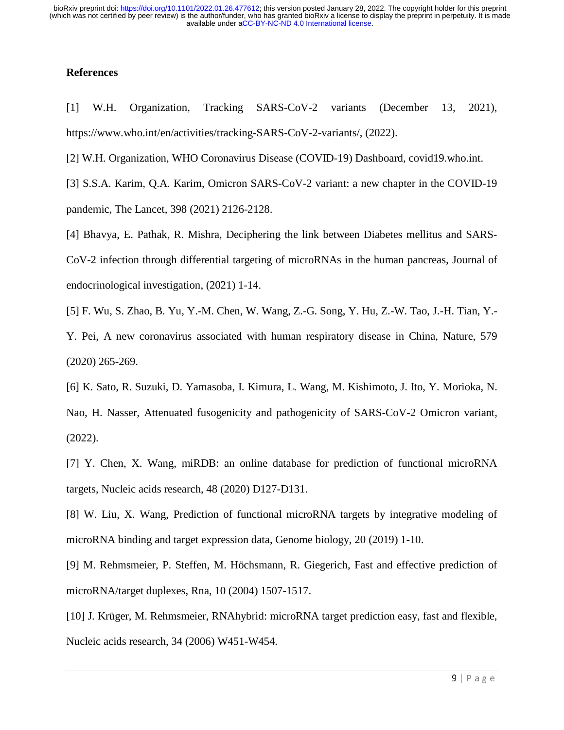## References

[1] W.H. Organization, Tracking SARS-CoV-2 variants (December 13, 2021), https://www.who.int/en/activities/tracking-SARS-CoV-2-variants/, (2022).

[2] W.H. Organization, WHO Coronavirus Disease (COVID-19) Dashboard, covid19.who.int.

[3] S.S.A. Karim, Q.A. Karim, Omicron SARS-CoV-2 variant: a new chapter in the COVID-19 pandemic, The Lancet, 398 (2021) 2126-2128.

[4] Bhavya, E. Pathak, R. Mishra, Deciphering the link between Diabetes mellitus and SARS-CoV-2 infection through differential targeting of microRNAs in the human pancreas, Journal of endocrinological investigation, (2021) 1-14.

[5] F. Wu, S. Zhao, B. Yu, Y.-M. Chen, W. Wang, Z.-G. Song, Y. Hu, Z.-W. Tao, J.-H. Tian, Y.-Y. Pei, A new coronavirus associated with human respiratory disease in China, Nature, 579 (2020) 265-269.

[6] K. Sato, R. Suzuki, D. Yamasoba, I. Kimura, L. Wang, M. Kishimoto, J. Ito, Y. Morioka, N. Nao, H. Nasser, Attenuated fusogenicity and pathogenicity of SARS-CoV-2 Omicron variant, (2022).

[7] Y. Chen, X. Wang, miRDB: an online database for prediction of functional microRNA targets, Nucleic acids research, 48 (2020) D127-D131.

[8] W. Liu, X. Wang, Prediction of functional microRNA targets by integrative modeling of microRNA binding and target expression data, Genome biology, 20 (2019) 1-10.

[9] M. Rehmsmeier, P. Steffen, M. Höchsmann, R. Giegerich, Fast and effective prediction of microRNA/target duplexes, Rna, 10 (2004) 1507-1517.

[10] J. Krüger, M. Rehmsmeier, RNAhybrid: microRNA target prediction easy, fast and flexible, Nucleic acids research, 34 (2006) W451-W454.